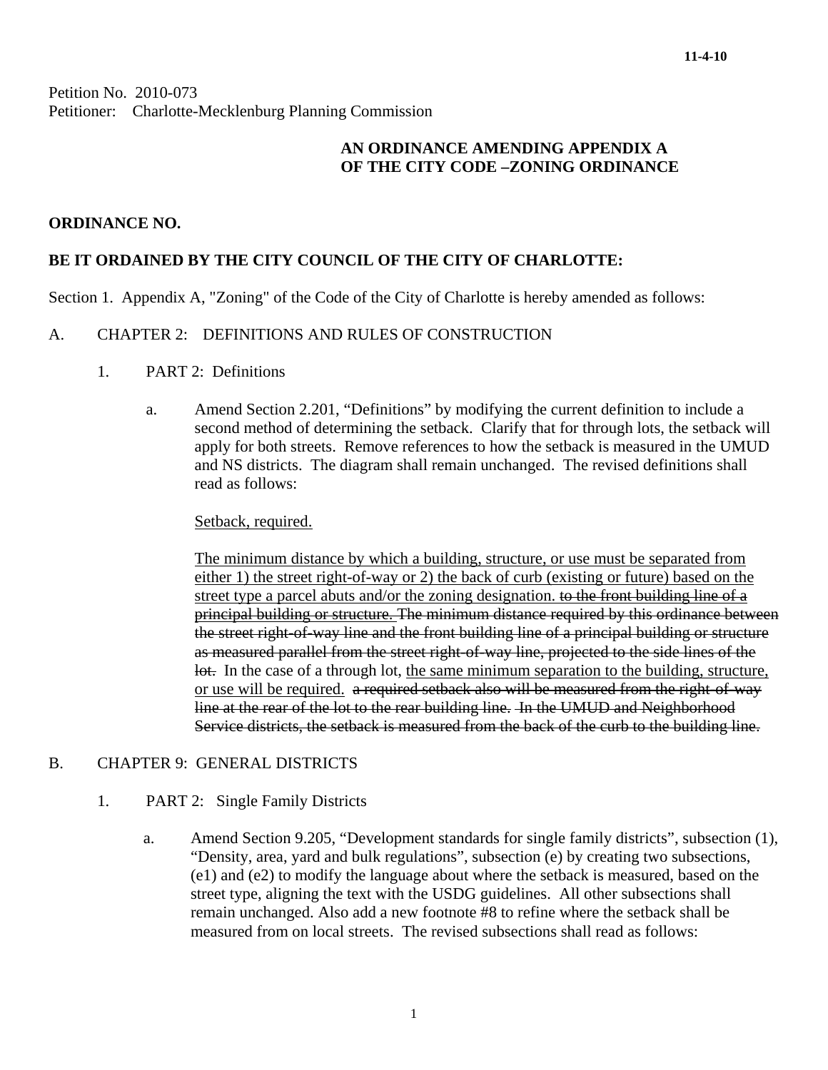11-4-10

Petition No. 2010-073
Petitioner: Charlotte-Mecklenburg Planning Commission

**AN ORDINANCE AMENDING APPENDIX A OF THE CITY CODE –ZONING ORDINANCE**

**ORDINANCE NO.**

**BE IT ORDAINED BY THE CITY COUNCIL OF THE CITY OF CHARLOTTE:**

Section 1. Appendix A, "Zoning" of the Code of the City of Charlotte is hereby amended as follows:

A. CHAPTER 2: DEFINITIONS AND RULES OF CONSTRUCTION

1. PART 2: Definitions

a. Amend Section 2.201, "Definitions" by modifying the current definition to include a second method of determining the setback. Clarify that for through lots, the setback will apply for both streets. Remove references to how the setback is measured in the UMUD and NS districts. The diagram shall remain unchanged. The revised definitions shall read as follows:

<u>Setback, required.</u>

<u>The minimum distance by which a building, structure, or use must be separated from either 1) the street right-of-way or 2) the back of curb (existing or future) based on the street type a parcel abuts and/or the zoning designation.</u> ~~to the front building line of a principal building or structure. The minimum distance required by this ordinance between the street right-of-way line and the front building line of a principal building or structure as measured parallel from the street right-of-way line, projected to the side lines of the lot.~~ In the case of a through lot, <u>the same minimum separation to the building, structure, or use will be required.</u> ~~a required setback also will be measured from the right-of-way line at the rear of the lot to the rear building line. In the UMUD and Neighborhood Service districts, the setback is measured from the back of the curb to the building line.~~

B. CHAPTER 9: GENERAL DISTRICTS

1. PART 2: Single Family Districts

a. Amend Section 9.205, "Development standards for single family districts", subsection (1), "Density, area, yard and bulk regulations", subsection (e) by creating two subsections, (e1) and (e2) to modify the language about where the setback is measured, based on the street type, aligning the text with the USDG guidelines. All other subsections shall remain unchanged. Also add a new footnote #8 to refine where the setback shall be measured from on local streets. The revised subsections shall read as follows: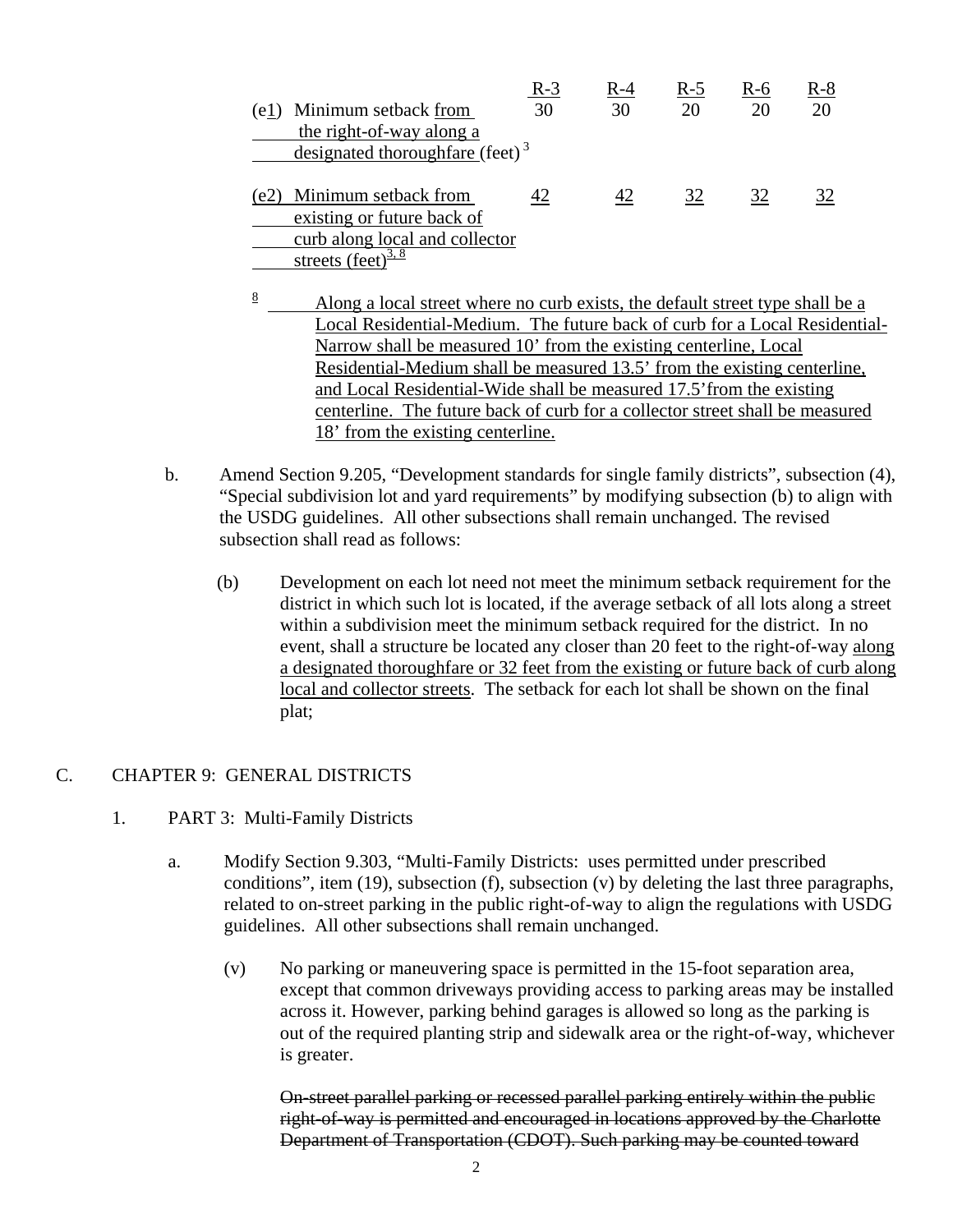| | R-3 | R-4 | R-5 | R-6 | R-8 |
|---|---|---|---|---|---|
| (e1) Minimum setback from the right-of-way along a designated thoroughfare (feet) [3] | 30 | 30 | 20 | 20 | 20 |
| (e2) Minimum setback from existing or future back of curb along local and collector streets (feet) [3, 8] | 42 | 42 | 32 | 32 | 32 |

[8] Along a local street where no curb exists, the default street type shall be a Local Residential-Medium. The future back of curb for a Local Residential-Narrow shall be measured 10' from the existing centerline, Local Residential-Medium shall be measured 13.5' from the existing centerline, and Local Residential-Wide shall be measured 17.5' from the existing centerline. The future back of curb for a collector street shall be measured 18' from the existing centerline.

b. Amend Section 9.205, "Development standards for single family districts", subsection (4), "Special subdivision lot and yard requirements" by modifying subsection (b) to align with the USDG guidelines. All other subsections shall remain unchanged. The revised subsection shall read as follows:

(b) Development on each lot need not meet the minimum setback requirement for the district in which such lot is located, if the average setback of all lots along a street within a subdivision meet the minimum setback required for the district. In no event, shall a structure be located any closer than 20 feet to the right-of-way along a designated thoroughfare or 32 feet from the existing or future back of curb along local and collector streets. The setback for each lot shall be shown on the final plat;

C. CHAPTER 9: GENERAL DISTRICTS

1. PART 3: Multi-Family Districts

a. Modify Section 9.303, "Multi-Family Districts: uses permitted under prescribed conditions", item (19), subsection (f), subsection (v) by deleting the last three paragraphs, related to on-street parking in the public right-of-way to align the regulations with USDG guidelines. All other subsections shall remain unchanged.

(v) No parking or maneuvering space is permitted in the 15-foot separation area, except that common driveways providing access to parking areas may be installed across it. However, parking behind garages is allowed so long as the parking is out of the required planting strip and sidewalk area or the right-of-way, whichever is greater.

~~On-street parallel parking or recessed parallel parking entirely within the public right-of-way is permitted and encouraged in locations approved by the Charlotte Department of Transportation (CDOT). Such parking may be counted toward~~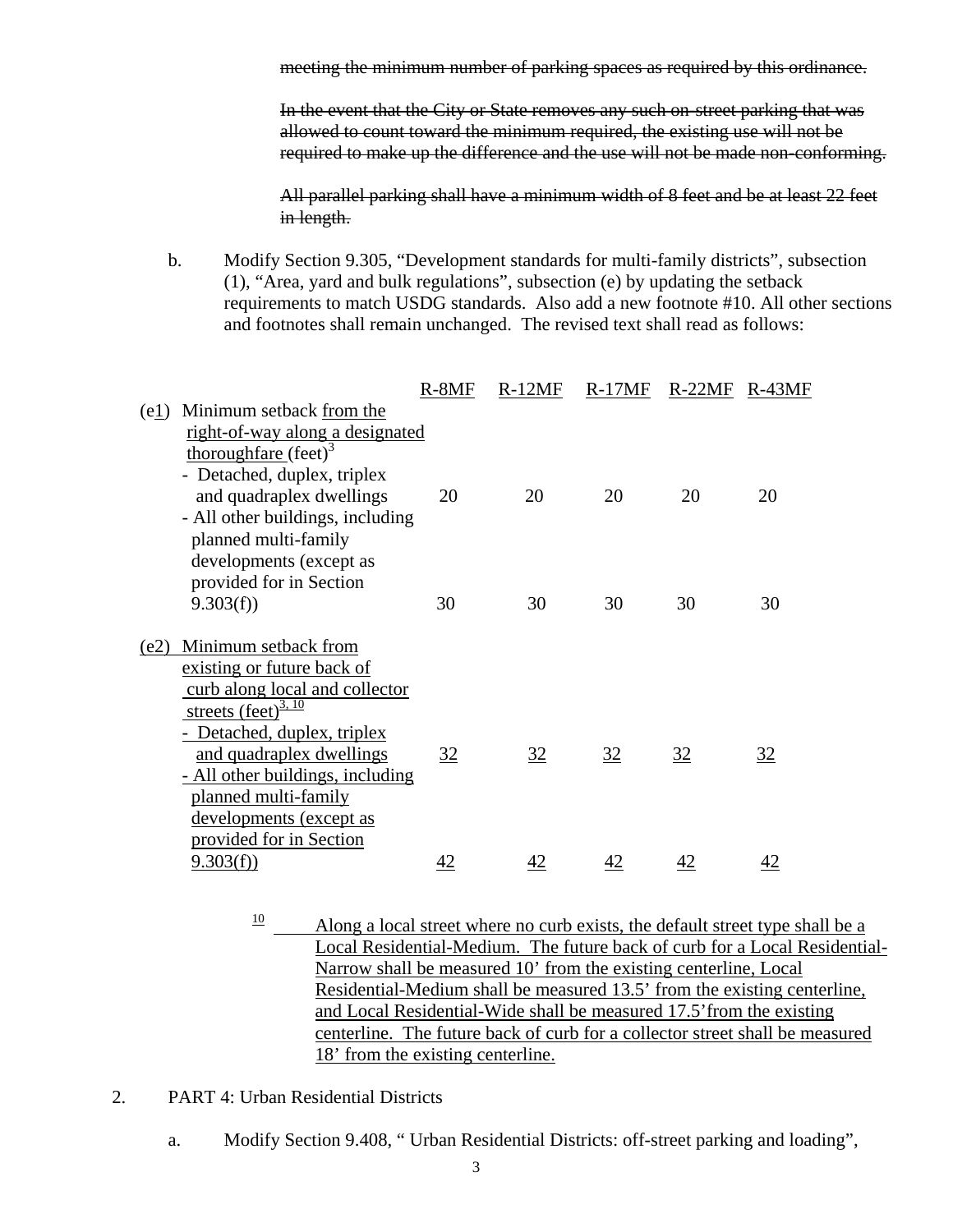~~meeting the minimum number of parking spaces as required by this ordinance.~~

~~In the event that the City or State removes any such on-street parking that was allowed to count toward the minimum required, the existing use will not be required to make up the difference and the use will not be made non-conforming.~~

~~All parallel parking shall have a minimum width of 8 feet and be at least 22 feet in length.~~

b. Modify Section 9.305, "Development standards for multi-family districts", subsection (1), "Area, yard and bulk regulations", subsection (e) by updating the setback requirements to match USDG standards. Also add a new footnote #10. All other sections and footnotes shall remain unchanged. The revised text shall read as follows:

| | R-8MF | R-12MF | R-17MF | R-22MF | R-43MF |
|---|---|---|---|---|---|
| (e1) Minimum setback from the right-of-way along a designated thoroughfare (feet)[3] | | | | | |
| - Detached, duplex, triplex and quadraplex dwellings | 20 | 20 | 20 | 20 | 20 |
| - All other buildings, including planned multi-family developments (except as provided for in Section 9.303(f)) | 30 | 30 | 30 | 30 | 30 |
| (e2) Minimum setback from existing or future back of curb along local and collector streets (feet)[3, 10] | | | | | |
| - Detached, duplex, triplex and quadraplex dwellings | 32 | 32 | 32 | 32 | 32 |
| - All other buildings, including planned multi-family developments (except as provided for in Section 9.303(f)) | 42 | 42 | 42 | 42 | 42 |

[10] Along a local street where no curb exists, the default street type shall be a Local Residential-Medium. The future back of curb for a Local Residential-Narrow shall be measured 10' from the existing centerline, Local Residential-Medium shall be measured 13.5' from the existing centerline, and Local Residential-Wide shall be measured 17.5' from the existing centerline. The future back of curb for a collector street shall be measured 18' from the existing centerline.

2. PART 4: Urban Residential Districts

a. Modify Section 9.408, " Urban Residential Districts: off-street parking and loading",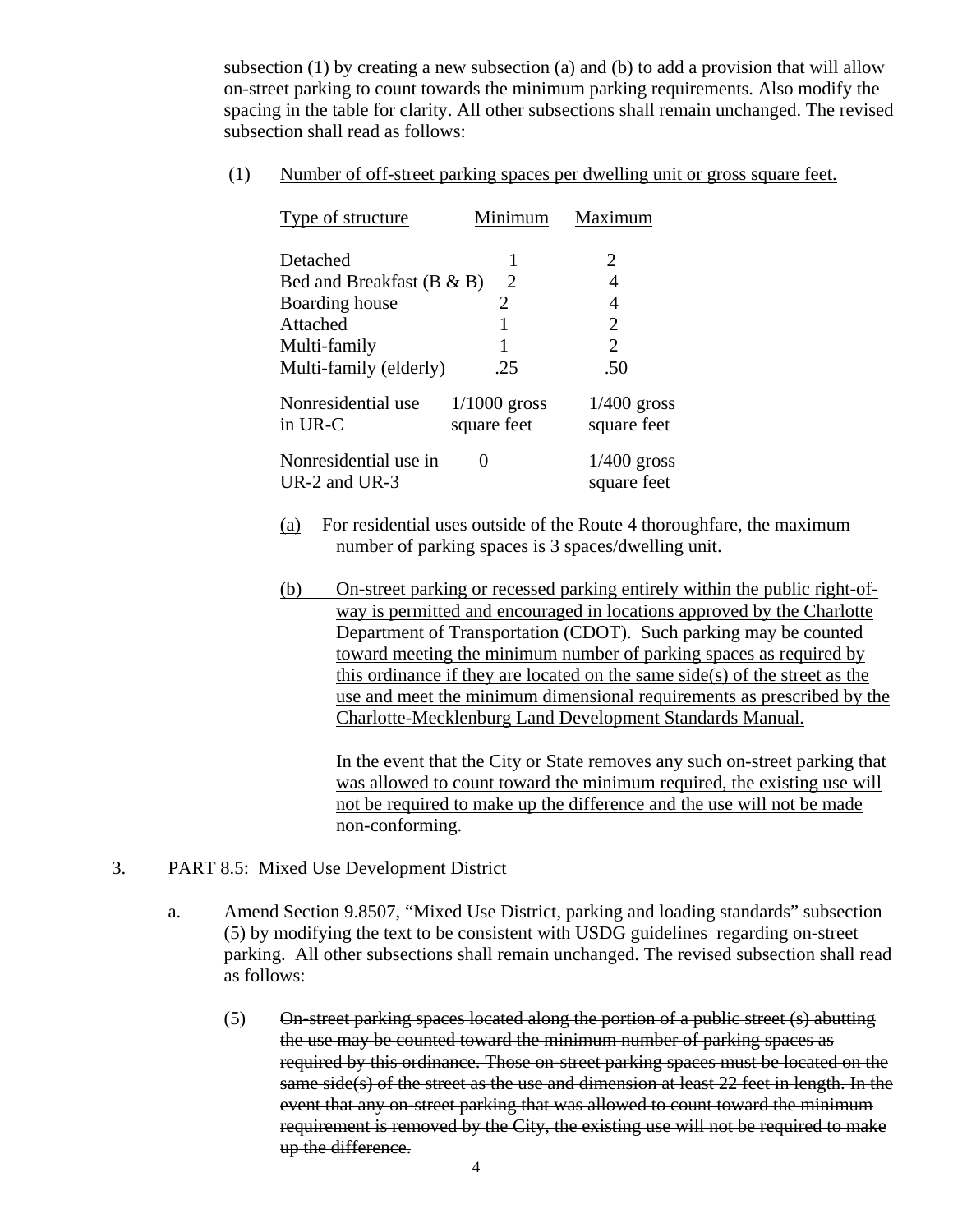subsection (1) by creating a new subsection (a) and (b) to add a provision that will allow on-street parking to count towards the minimum parking requirements. Also modify the spacing in the table for clarity. All other subsections shall remain unchanged. The revised subsection shall read as follows:

(1) <u>Number of off-street parking spaces per dwelling unit or gross square feet.</u>

| <u>Type of structure</u> | <u>Minimum</u> | <u>Maximum</u> |
|---|---|---|
| Detached | 1 | 2 |
| Bed and Breakfast (B & B) | 2 | 4 |
| Boarding house | 2 | 4 |
| Attached | 1 | 2 |
| Multi-family | 1 | 2 |
| Multi-family (elderly) | .25 | .50 |
| Nonresidential use in UR-C | 1/1000 gross square feet | 1/400 gross square feet |
| Nonresidential use in UR-2 and UR-3 | 0 | 1/400 gross square feet |

<u>(a)</u> For residential uses outside of the Route 4 thoroughfare, the maximum number of parking spaces is 3 spaces/dwelling unit.

<u>(b) On-street parking or recessed parking entirely within the public right-of-way is permitted and encouraged in locations approved by the Charlotte Department of Transportation (CDOT). Such parking may be counted toward meeting the minimum number of parking spaces as required by this ordinance if they are located on the same side(s) of the street as the use and meet the minimum dimensional requirements as prescribed by the Charlotte-Mecklenburg Land Development Standards Manual.</u>

<u>In the event that the City or State removes any such on-street parking that was allowed to count toward the minimum required, the existing use will not be required to make up the difference and the use will not be made non-conforming.</u>

3. PART 8.5: Mixed Use Development District

a. Amend Section 9.8507, “Mixed Use District, parking and loading standards” subsection (5) by modifying the text to be consistent with USDG guidelines regarding on-street parking. All other subsections shall remain unchanged. The revised subsection shall read as follows:

(5) ~~On-street parking spaces located along the portion of a public street (s) abutting the use may be counted toward the minimum number of parking spaces as required by this ordinance. Those on-street parking spaces must be located on the same side(s) of the street as the use and dimension at least 22 feet in length. In the event that any on-street parking that was allowed to count toward the minimum requirement is removed by the City, the existing use will not be required to make up the difference.~~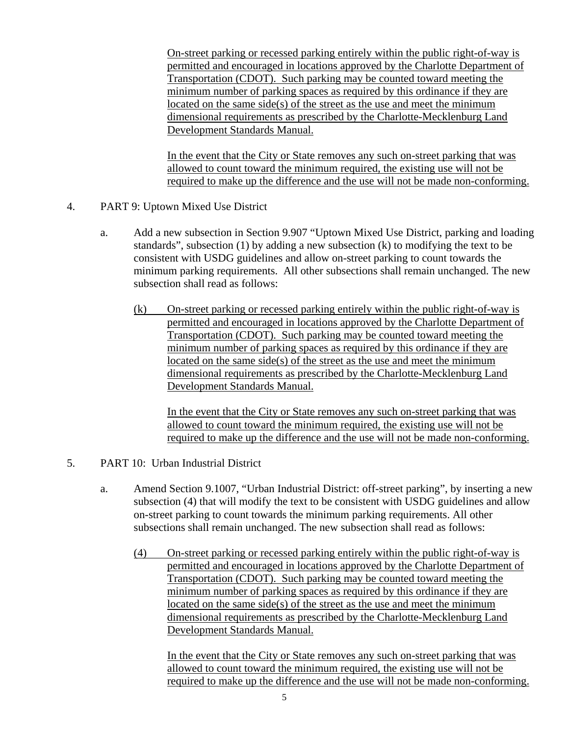On-street parking or recessed parking entirely within the public right-of-way is permitted and encouraged in locations approved by the Charlotte Department of Transportation (CDOT). Such parking may be counted toward meeting the minimum number of parking spaces as required by this ordinance if they are located on the same side(s) of the street as the use and meet the minimum dimensional requirements as prescribed by the Charlotte-Mecklenburg Land Development Standards Manual.

In the event that the City or State removes any such on-street parking that was allowed to count toward the minimum required, the existing use will not be required to make up the difference and the use will not be made non-conforming.

4. PART 9: Uptown Mixed Use District

   a. Add a new subsection in Section 9.907 "Uptown Mixed Use District, parking and loading standards", subsection (1) by adding a new subsection (k) to modifying the text to be consistent with USDG guidelines and allow on-street parking to count towards the minimum parking requirements. All other subsections shall remain unchanged. The new subsection shall read as follows:

      (k) On-street parking or recessed parking entirely within the public right-of-way is permitted and encouraged in locations approved by the Charlotte Department of Transportation (CDOT). Such parking may be counted toward meeting the minimum number of parking spaces as required by this ordinance if they are located on the same side(s) of the street as the use and meet the minimum dimensional requirements as prescribed by the Charlotte-Mecklenburg Land Development Standards Manual.

      In the event that the City or State removes any such on-street parking that was allowed to count toward the minimum required, the existing use will not be required to make up the difference and the use will not be made non-conforming.

5. PART 10: Urban Industrial District

   a. Amend Section 9.1007, "Urban Industrial District: off-street parking", by inserting a new subsection (4) that will modify the text to be consistent with USDG guidelines and allow on-street parking to count towards the minimum parking requirements. All other subsections shall remain unchanged. The new subsection shall read as follows:

      (4) On-street parking or recessed parking entirely within the public right-of-way is permitted and encouraged in locations approved by the Charlotte Department of Transportation (CDOT). Such parking may be counted toward meeting the minimum number of parking spaces as required by this ordinance if they are located on the same side(s) of the street as the use and meet the minimum dimensional requirements as prescribed by the Charlotte-Mecklenburg Land Development Standards Manual.

      In the event that the City or State removes any such on-street parking that was allowed to count toward the minimum required, the existing use will not be required to make up the difference and the use will not be made non-conforming.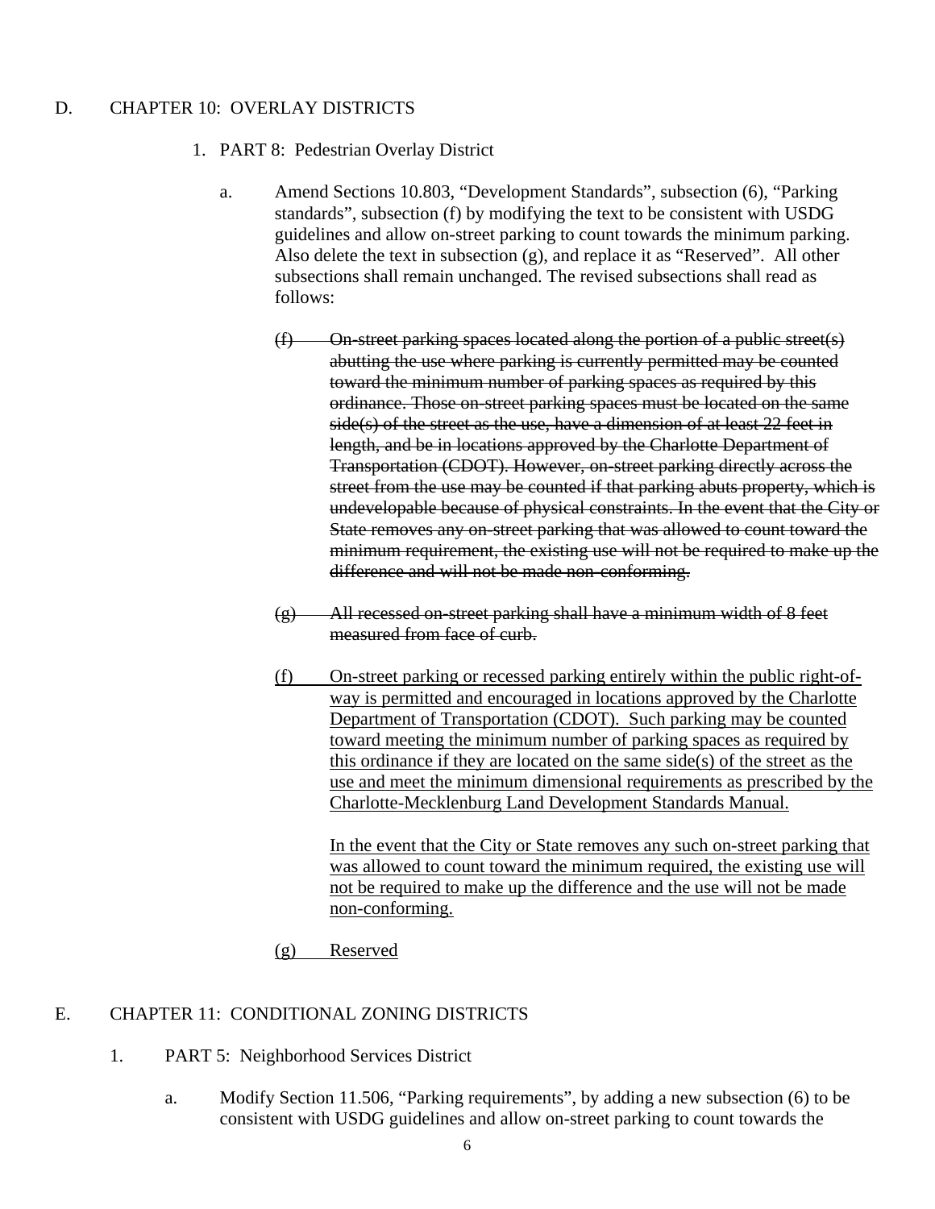D. CHAPTER 10: OVERLAY DISTRICTS

1. PART 8: Pedestrian Overlay District

   a. Amend Sections 10.803, "Development Standards", subsection (6), "Parking standards", subsection (f) by modifying the text to be consistent with USDG guidelines and allow on-street parking to count towards the minimum parking. Also delete the text in subsection (g), and replace it as "Reserved". All other subsections shall remain unchanged. The revised subsections shall read as follows:

      ~~(f) On-street parking spaces located along the portion of a public street(s) abutting the use where parking is currently permitted may be counted toward the minimum number of parking spaces as required by this ordinance. Those on-street parking spaces must be located on the same side(s) of the street as the use, have a dimension of at least 22 feet in length, and be in locations approved by the Charlotte Department of Transportation (CDOT). However, on-street parking directly across the street from the use may be counted if that parking abuts property, which is undevelopable because of physical constraints. In the event that the City or State removes any on-street parking that was allowed to count toward the minimum requirement, the existing use will not be required to make up the difference and will not be made non-conforming.~~

      ~~(g) All recessed on-street parking shall have a minimum width of 8 feet measured from face of curb.~~

      <u>(f) On-street parking or recessed parking entirely within the public right-of-way is permitted and encouraged in locations approved by the Charlotte Department of Transportation (CDOT). Such parking may be counted toward meeting the minimum number of parking spaces as required by this ordinance if they are located on the same side(s) of the street as the use and meet the minimum dimensional requirements as prescribed by the Charlotte-Mecklenburg Land Development Standards Manual.</u>

      <u>In the event that the City or State removes any such on-street parking that was allowed to count toward the minimum required, the existing use will not be required to make up the difference and the use will not be made non-conforming.</u>

      <u>(g) Reserved</u>

E. CHAPTER 11: CONDITIONAL ZONING DISTRICTS

1. PART 5: Neighborhood Services District

   a. Modify Section 11.506, "Parking requirements", by adding a new subsection (6) to be consistent with USDG guidelines and allow on-street parking to count towards the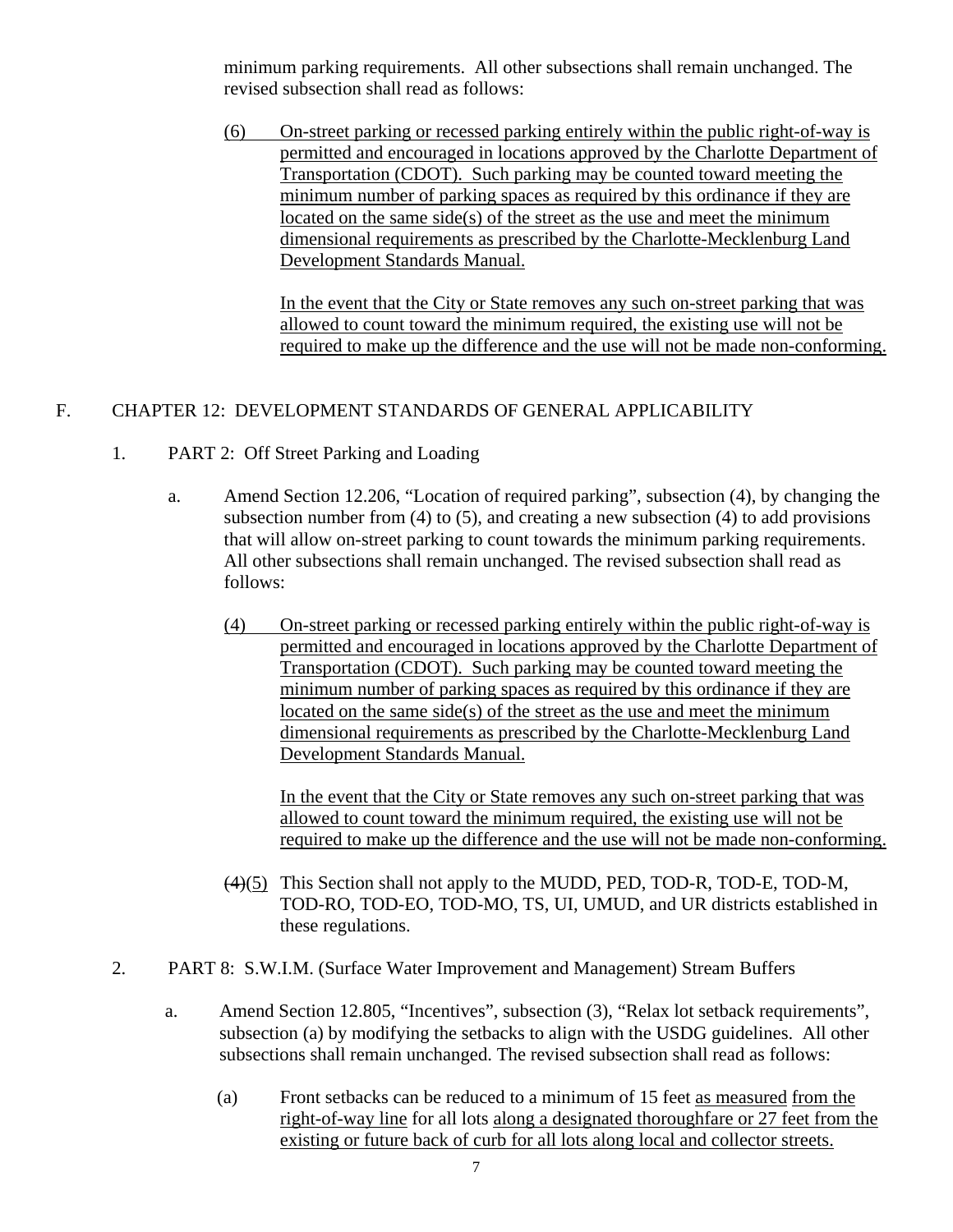minimum parking requirements. All other subsections shall remain unchanged. The revised subsection shall read as follows:

<u>(6) On-street parking or recessed parking entirely within the public right-of-way is permitted and encouraged in locations approved by the Charlotte Department of Transportation (CDOT). Such parking may be counted toward meeting the minimum number of parking spaces as required by this ordinance if they are located on the same side(s) of the street as the use and meet the minimum dimensional requirements as prescribed by the Charlotte-Mecklenburg Land Development Standards Manual.</u>

<u>In the event that the City or State removes any such on-street parking that was allowed to count toward the minimum required, the existing use will not be required to make up the difference and the use will not be made non-conforming.</u>

F. CHAPTER 12: DEVELOPMENT STANDARDS OF GENERAL APPLICABILITY

1. PART 2: Off Street Parking and Loading

a. Amend Section 12.206, "Location of required parking", subsection (4), by changing the subsection number from (4) to (5), and creating a new subsection (4) to add provisions that will allow on-street parking to count towards the minimum parking requirements. All other subsections shall remain unchanged. The revised subsection shall read as follows:

<u>(4) On-street parking or recessed parking entirely within the public right-of-way is permitted and encouraged in locations approved by the Charlotte Department of Transportation (CDOT). Such parking may be counted toward meeting the minimum number of parking spaces as required by this ordinance if they are located on the same side(s) of the street as the use and meet the minimum dimensional requirements as prescribed by the Charlotte-Mecklenburg Land Development Standards Manual.</u>

<u>In the event that the City or State removes any such on-street parking that was allowed to count toward the minimum required, the existing use will not be required to make up the difference and the use will not be made non-conforming.</u>

~~(4)~~<u>(5)</u> This Section shall not apply to the MUDD, PED, TOD-R, TOD-E, TOD-M, TOD-RO, TOD-EO, TOD-MO, TS, UI, UMUD, and UR districts established in these regulations.

2. PART 8: S.W.I.M. (Surface Water Improvement and Management) Stream Buffers

a. Amend Section 12.805, "Incentives", subsection (3), "Relax lot setback requirements", subsection (a) by modifying the setbacks to align with the USDG guidelines. All other subsections shall remain unchanged. The revised subsection shall read as follows:

(a) Front setbacks can be reduced to a minimum of 15 feet <u>as measured</u> <u>from the right-of-way line</u> for all lots <u>along a designated thoroughfare or 27 feet from the existing or future back of curb for all lots along local and collector streets.</u>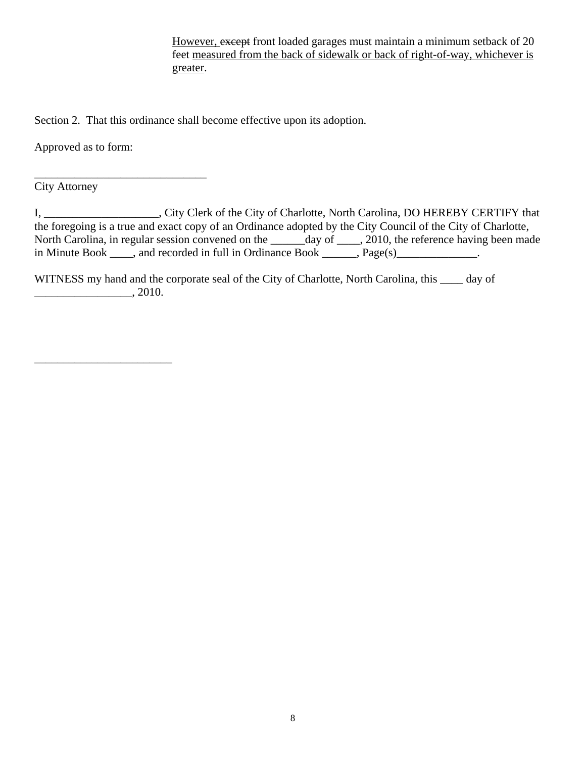<u>However,</u> ~~except~~ front loaded garages must maintain a minimum setback of 20 feet <u>measured from the back of sidewalk or back of right-of-way, whichever is greater</u>.

Section 2. That this ordinance shall become effective upon its adoption.

Approved as to form:

______________________________
City Attorney

I, ____________________, City Clerk of the City of Charlotte, North Carolina, DO HEREBY CERTIFY that the foregoing is a true and exact copy of an Ordinance adopted by the City Council of the City of Charlotte, North Carolina, in regular session convened on the ______day of ____, 2010, the reference having been made in Minute Book ____, and recorded in full in Ordinance Book ______, Page(s)______________.

WITNESS my hand and the corporate seal of the City of Charlotte, North Carolina, this ____ day of _________________, 2010.

________________________